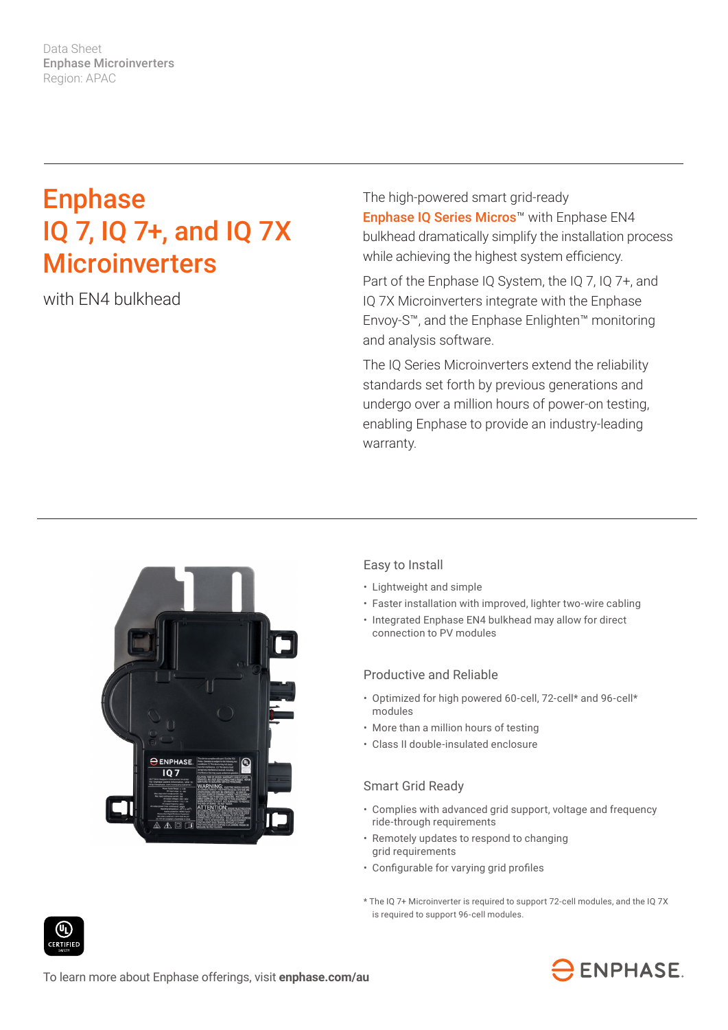Data Sheet
**Enphase Microinverters**
Region: APAC

# Enphase IQ 7, IQ 7+, and IQ 7X Microinverters

with EN4 bulkhead

The high-powered smart grid-ready **Enphase IQ Series Micros**™ with Enphase EN4 bulkhead dramatically simplify the installation process while achieving the highest system efficiency.

Part of the Enphase IQ System, the IQ 7, IQ 7+, and IQ 7X Microinverters integrate with the Enphase Envoy-S™, and the Enphase Enlighten™ monitoring and analysis software.

The IQ Series Microinverters extend the reliability standards set forth by previous generations and undergo over a million hours of power-on testing, enabling Enphase to provide an industry-leading warranty.

### Easy to Install

- Lightweight and simple
- Faster installation with improved, lighter two-wire cabling
- Integrated Enphase EN4 bulkhead may allow for direct connection to PV modules

### Productive and Reliable

- Optimized for high powered 60-cell, 72-cell* and 96-cell* modules
- More than a million hours of testing
- Class II double-insulated enclosure

### Smart Grid Ready

- Complies with advanced grid support, voltage and frequency ride-through requirements
- Remotely updates to respond to changing grid requirements
- Configurable for varying grid profiles

\* The IQ 7+ Microinverter is required to support 72-cell modules, and the IQ 7X is required to support 96-cell modules.

To learn more about Enphase offerings, visit **enphase.com/au**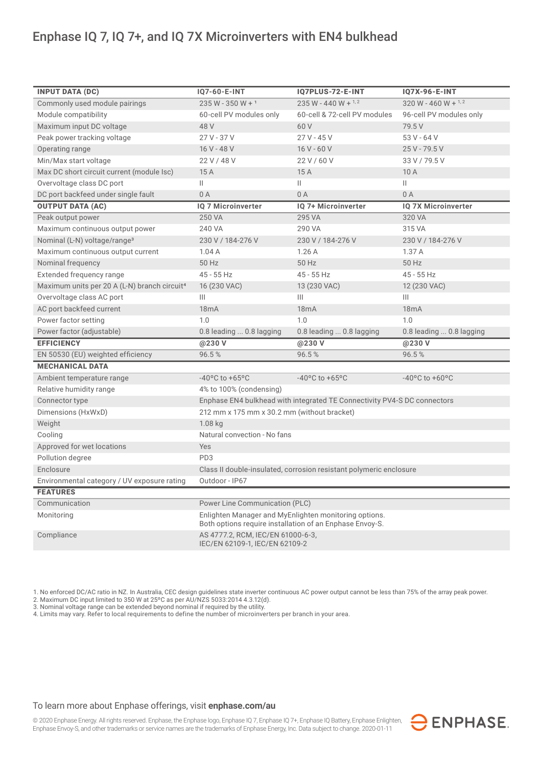# Enphase IQ 7, IQ 7+, and IQ 7X Microinverters with EN4 bulkhead

| INPUT DATA (DC) | IQ7-60-E-INT | IQ7PLUS-72-E-INT | IQ7X-96-E-INT |
|---|---|---|---|
| Commonly used module pairings | 235 W - 350 W + [1] | 235 W - 440 W + [1,2] | 320 W - 460 W + [1,2] |
| Module compatibility | 60-cell PV modules only | 60-cell & 72-cell PV modules | 96-cell PV modules only |
| Maximum input DC voltage | 48 V | 60 V | 79.5 V |
| Peak power tracking voltage | 27 V - 37 V | 27 V - 45 V | 53 V - 64 V |
| Operating range | 16 V - 48 V | 16 V - 60 V | 25 V - 79.5 V |
| Min/Max start voltage | 22 V / 48 V | 22 V / 60 V | 33 V / 79.5 V |
| Max DC short circuit current (module Isc) | 15 A | 15 A | 10 A |
| Overvoltage class DC port | II | II | II |
| DC port backfeed under single fault | 0 A | 0 A | 0 A |
| **OUTPUT DATA (AC)** | **IQ 7 Microinverter** | **IQ 7+ Microinverter** | **IQ 7X Microinverter** |
| Peak output power | 250 VA | 295 VA | 320 VA |
| Maximum continuous output power | 240 VA | 290 VA | 315 VA |
| Nominal (L-N) voltage/range[3] | 230 V / 184-276 V | 230 V / 184-276 V | 230 V / 184-276 V |
| Maximum continuous output current | 1.04 A | 1.26 A | 1.37 A |
| Nominal frequency | 50 Hz | 50 Hz | 50 Hz |
| Extended frequency range | 45 - 55 Hz | 45 - 55 Hz | 45 - 55 Hz |
| Maximum units per 20 A (L-N) branch circuit[4] | 16 (230 VAC) | 13 (230 VAC) | 12 (230 VAC) |
| Overvoltage class AC port | III | III | III |
| AC port backfeed current | 18mA | 18mA | 18mA |
| Power factor setting | 1.0 | 1.0 | 1.0 |
| Power factor (adjustable) | 0.8 leading ... 0.8 lagging | 0.8 leading ... 0.8 lagging | 0.8 leading ... 0.8 lagging |
| **EFFICIENCY** | **@230 V** | **@230 V** | **@230 V** |
| EN 50530 (EU) weighted efficiency | 96.5 % | 96.5 % | 96.5 % |
| **MECHANICAL DATA** | | | |
| Ambient temperature range | -40ºC to +65ºC | -40ºC to +65ºC | -40ºC to +60ºC |
| Relative humidity range | 4% to 100% (condensing) | | |
| Connector type | Enphase EN4 bulkhead with integrated TE Connectivity PV4-S DC connectors | | |
| Dimensions (HxWxD) | 212 mm x 175 mm x 30.2 mm (without bracket) | | |
| Weight | 1.08 kg | | |
| Cooling | Natural convection - No fans | | |
| Approved for wet locations | Yes | | |
| Pollution degree | PD3 | | |
| Enclosure | Class II double-insulated, corrosion resistant polymeric enclosure | | |
| Environmental category / UV exposure rating | Outdoor - IP67 | | |
| **FEATURES** | | | |
| Communication | Power Line Communication (PLC) | | |
| Monitoring | Enlighten Manager and MyEnlighten monitoring options. Both options require installation of an Enphase Envoy-S. | | |
| Compliance | AS 4777.2, RCM, IEC/EN 61000-6-3, IEC/EN 62109-1, IEC/EN 62109-2 | | |

1. No enforced DC/AC ratio in NZ. In Australia, CEC design guidelines state inverter continuous AC power output cannot be less than 75% of the array peak power.
2. Maximum DC input limited to 350 W at 25ºC as per AU/NZS 5033:2014 4.3.12(d).
3. Nominal voltage range can be extended beyond nominal if required by the utility.
4. Limits may vary. Refer to local requirements to define the number of microinverters per branch in your area.

To learn more about Enphase offerings, visit **enphase.com/au**

© 2020 Enphase Energy. All rights reserved. Enphase, the Enphase logo, Enphase IQ 7, Enphase IQ 7+, Enphase IQ Battery, Enphase Enlighten, Enphase Envoy-S, and other trademarks or service names are the trademarks of Enphase Energy, Inc. Data subject to change. 2020-01-11

ENPHASE.